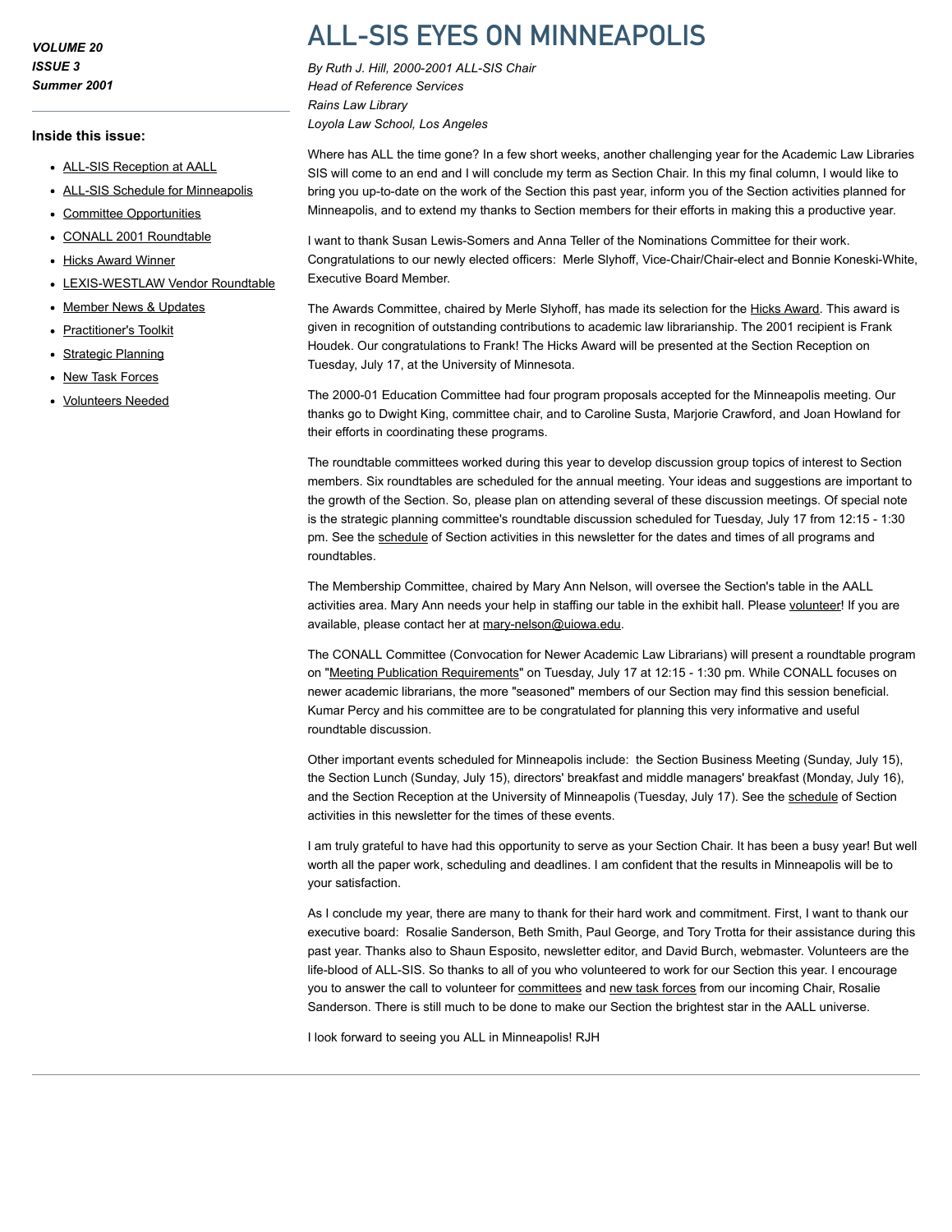*VOLUME 20*
*ISSUE 3*
*Summer 2001*

### Inside this issue:

- ALL-SIS Reception at AALL
- ALL-SIS Schedule for Minneapolis
- Committee Opportunities
- CONALL 2001 Roundtable
- Hicks Award Winner
- LEXIS-WESTLAW Vendor Roundtable
- Member News & Updates
- Practitioner's Toolkit
- Strategic Planning
- New Task Forces
- Volunteers Needed

# ALL-SIS EYES ON MINNEAPOLIS

*By Ruth J. Hill, 2000-2001 ALL-SIS Chair*
*Head of Reference Services*
*Rains Law Library*
*Loyola Law School, Los Angeles*

Where has ALL the time gone? In a few short weeks, another challenging year for the Academic Law Libraries SIS will come to an end and I will conclude my term as Section Chair. In this my final column, I would like to bring you up-to-date on the work of the Section this past year, inform you of the Section activities planned for Minneapolis, and to extend my thanks to Section members for their efforts in making this a productive year.

I want to thank Susan Lewis-Somers and Anna Teller of the Nominations Committee for their work. Congratulations to our newly elected officers: Merle Slyhoff, Vice-Chair/Chair-elect and Bonnie Koneski-White, Executive Board Member.

The Awards Committee, chaired by Merle Slyhoff, has made its selection for the Hicks Award. This award is given in recognition of outstanding contributions to academic law librarianship. The 2001 recipient is Frank Houdek. Our congratulations to Frank! The Hicks Award will be presented at the Section Reception on Tuesday, July 17, at the University of Minnesota.

The 2000-01 Education Committee had four program proposals accepted for the Minneapolis meeting. Our thanks go to Dwight King, committee chair, and to Caroline Susta, Marjorie Crawford, and Joan Howland for their efforts in coordinating these programs.

The roundtable committees worked during this year to develop discussion group topics of interest to Section members. Six roundtables are scheduled for the annual meeting. Your ideas and suggestions are important to the growth of the Section. So, please plan on attending several of these discussion meetings. Of special note is the strategic planning committee's roundtable discussion scheduled for Tuesday, July 17 from 12:15 - 1:30 pm. See the schedule of Section activities in this newsletter for the dates and times of all programs and roundtables.

The Membership Committee, chaired by Mary Ann Nelson, will oversee the Section's table in the AALL activities area. Mary Ann needs your help in staffing our table in the exhibit hall. Please volunteer! If you are available, please contact her at mary-nelson@uiowa.edu.

The CONALL Committee (Convocation for Newer Academic Law Librarians) will present a roundtable program on "Meeting Publication Requirements" on Tuesday, July 17 at 12:15 - 1:30 pm. While CONALL focuses on newer academic librarians, the more "seasoned" members of our Section may find this session beneficial. Kumar Percy and his committee are to be congratulated for planning this very informative and useful roundtable discussion.

Other important events scheduled for Minneapolis include: the Section Business Meeting (Sunday, July 15), the Section Lunch (Sunday, July 15), directors' breakfast and middle managers' breakfast (Monday, July 16), and the Section Reception at the University of Minneapolis (Tuesday, July 17). See the schedule of Section activities in this newsletter for the times of these events.

I am truly grateful to have had this opportunity to serve as your Section Chair. It has been a busy year! But well worth all the paper work, scheduling and deadlines. I am confident that the results in Minneapolis will be to your satisfaction.

As I conclude my year, there are many to thank for their hard work and commitment. First, I want to thank our executive board: Rosalie Sanderson, Beth Smith, Paul George, and Tory Trotta for their assistance during this past year. Thanks also to Shaun Esposito, newsletter editor, and David Burch, webmaster. Volunteers are the life-blood of ALL-SIS. So thanks to all of you who volunteered to work for our Section this year. I encourage you to answer the call to volunteer for committees and new task forces from our incoming Chair, Rosalie Sanderson. There is still much to be done to make our Section the brightest star in the AALL universe.

I look forward to seeing you ALL in Minneapolis! RJH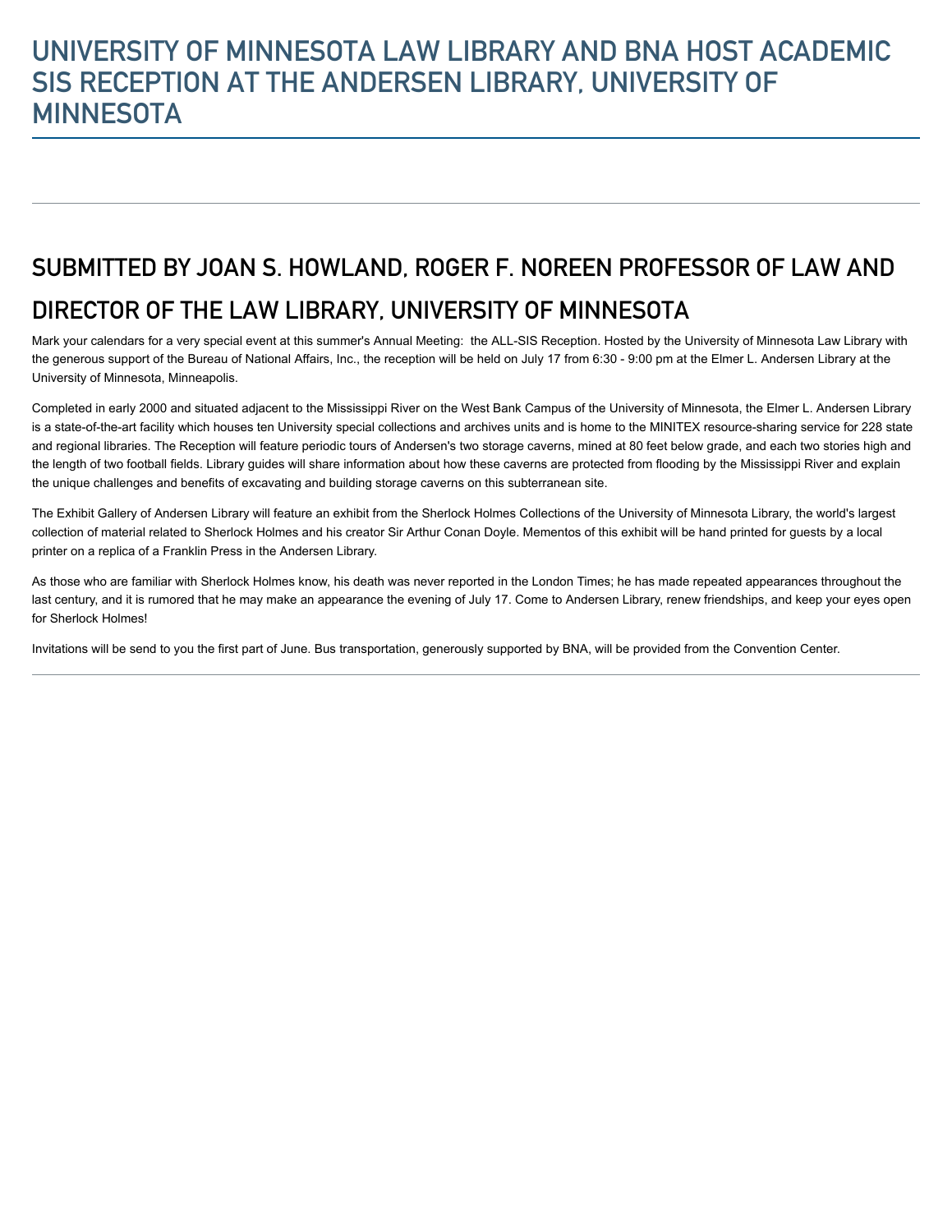# UNIVERSITY OF MINNESOTA LAW LIBRARY AND BNA HOST ACADEMIC SIS RECEPTION AT THE ANDERSEN LIBRARY, UNIVERSITY OF MINNESOTA

## SUBMITTED BY JOAN S. HOWLAND, ROGER F. NOREEN PROFESSOR OF LAW AND DIRECTOR OF THE LAW LIBRARY, UNIVERSITY OF MINNESOTA

Mark your calendars for a very special event at this summer's Annual Meeting: the ALL-SIS Reception. Hosted by the University of Minnesota Law Library with the generous support of the Bureau of National Affairs, Inc., the reception will be held on July 17 from 6:30 - 9:00 pm at the Elmer L. Andersen Library at the University of Minnesota, Minneapolis.

Completed in early 2000 and situated adjacent to the Mississippi River on the West Bank Campus of the University of Minnesota, the Elmer L. Andersen Library is a state-of-the-art facility which houses ten University special collections and archives units and is home to the MINITEX resource-sharing service for 228 state and regional libraries. The Reception will feature periodic tours of Andersen's two storage caverns, mined at 80 feet below grade, and each two stories high and the length of two football fields. Library guides will share information about how these caverns are protected from flooding by the Mississippi River and explain the unique challenges and benefits of excavating and building storage caverns on this subterranean site.

The Exhibit Gallery of Andersen Library will feature an exhibit from the Sherlock Holmes Collections of the University of Minnesota Library, the world's largest collection of material related to Sherlock Holmes and his creator Sir Arthur Conan Doyle. Mementos of this exhibit will be hand printed for guests by a local printer on a replica of a Franklin Press in the Andersen Library.

As those who are familiar with Sherlock Holmes know, his death was never reported in the London Times; he has made repeated appearances throughout the last century, and it is rumored that he may make an appearance the evening of July 17. Come to Andersen Library, renew friendships, and keep your eyes open for Sherlock Holmes!

Invitations will be send to you the first part of June. Bus transportation, generously supported by BNA, will be provided from the Convention Center.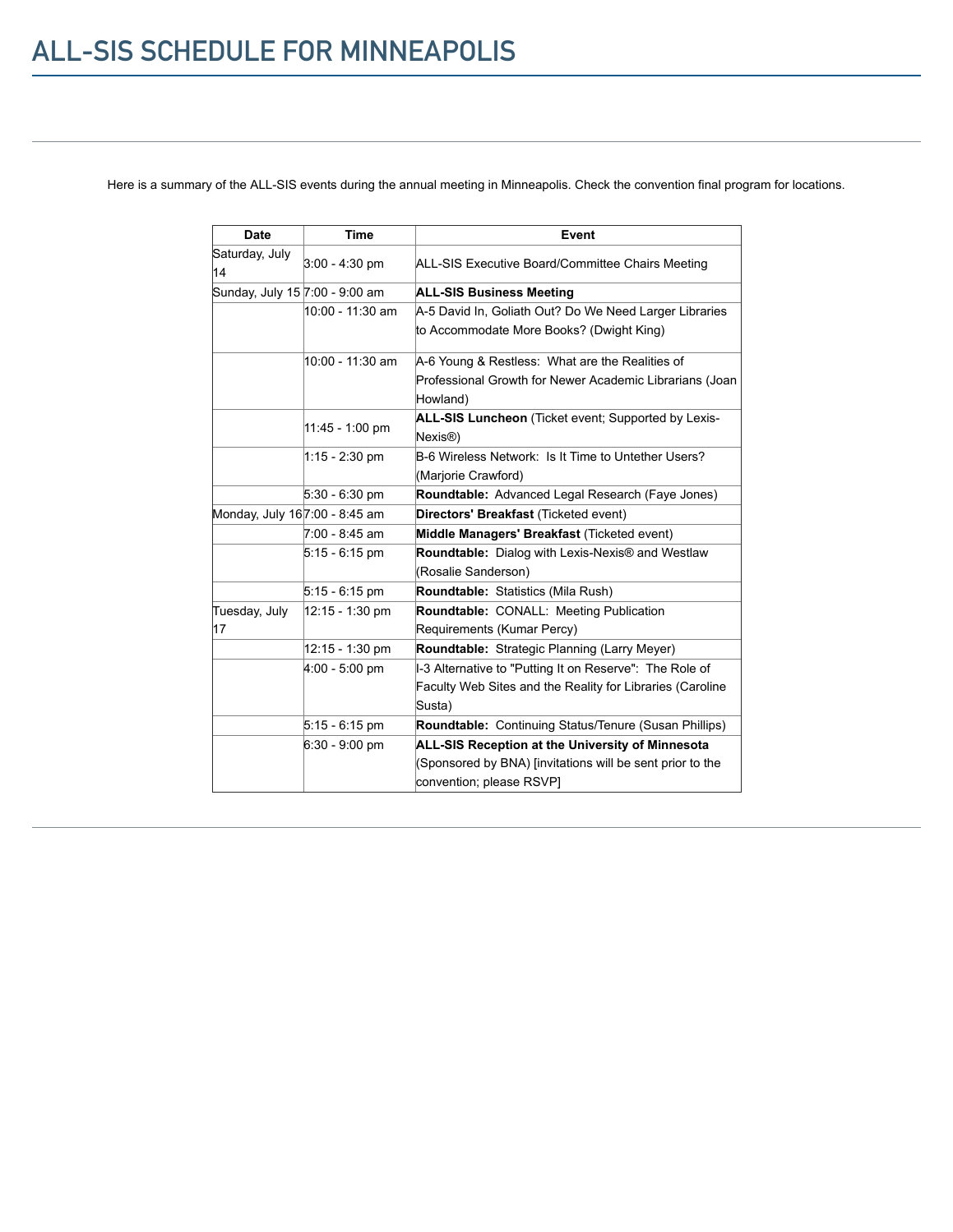# ALL-SIS SCHEDULE FOR MINNEAPOLIS

Here is a summary of the ALL-SIS events during the annual meeting in Minneapolis. Check the convention final program for locations.

| Date | Time | Event |
|---|---|---|
| Saturday, July 14 | 3:00 - 4:30 pm | ALL-SIS Executive Board/Committee Chairs Meeting |
| Sunday, July 15 | 7:00 - 9:00 am | **ALL-SIS Business Meeting** |
| | 10:00 - 11:30 am | A-5 David In, Goliath Out? Do We Need Larger Libraries to Accommodate More Books? (Dwight King) |
| | 10:00 - 11:30 am | A-6 Young & Restless: What are the Realities of Professional Growth for Newer Academic Librarians (Joan Howland) |
| | 11:45 - 1:00 pm | **ALL-SIS Luncheon** (Ticket event; Supported by Lexis-Nexis®) |
| | 1:15 - 2:30 pm | B-6 Wireless Network: Is It Time to Untether Users? (Marjorie Crawford) |
| | 5:30 - 6:30 pm | **Roundtable:** Advanced Legal Research (Faye Jones) |
| Monday, July 16 | 7:00 - 8:45 am | **Directors' Breakfast** (Ticketed event) |
| | 7:00 - 8:45 am | **Middle Managers' Breakfast** (Ticketed event) |
| | 5:15 - 6:15 pm | **Roundtable:** Dialog with Lexis-Nexis® and Westlaw (Rosalie Sanderson) |
| | 5:15 - 6:15 pm | **Roundtable:** Statistics (Mila Rush) |
| Tuesday, July 17 | 12:15 - 1:30 pm | **Roundtable:** CONALL: Meeting Publication Requirements (Kumar Percy) |
| | 12:15 - 1:30 pm | **Roundtable:** Strategic Planning (Larry Meyer) |
| | 4:00 - 5:00 pm | I-3 Alternative to "Putting It on Reserve": The Role of Faculty Web Sites and the Reality for Libraries (Caroline Susta) |
| | 5:15 - 6:15 pm | **Roundtable:** Continuing Status/Tenure (Susan Phillips) |
| | 6:30 - 9:00 pm | **ALL-SIS Reception at the University of Minnesota** (Sponsored by BNA) [invitations will be sent prior to the convention; please RSVP] |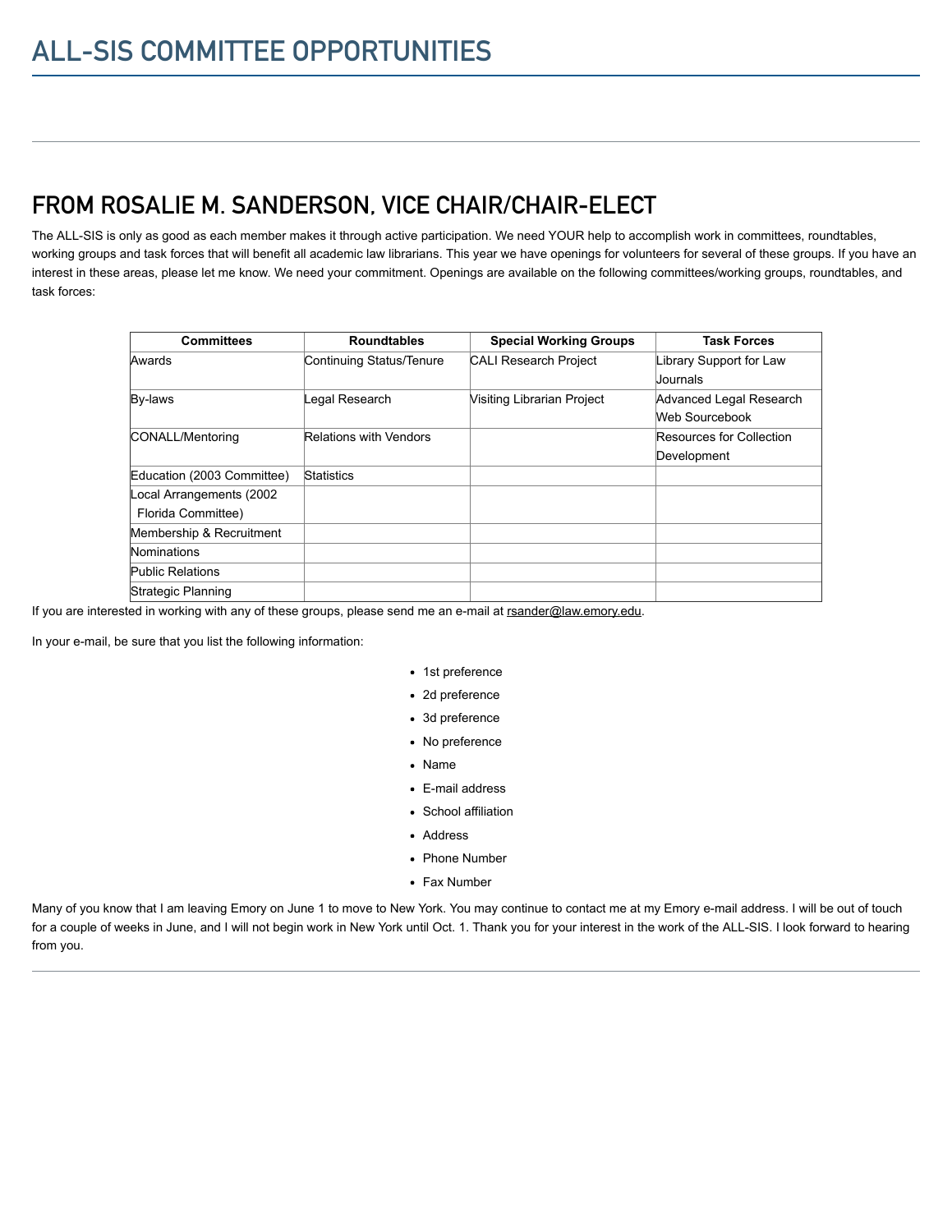# ALL-SIS COMMITTEE OPPORTUNITIES

## FROM ROSALIE M. SANDERSON, VICE CHAIR/CHAIR-ELECT

The ALL-SIS is only as good as each member makes it through active participation. We need YOUR help to accomplish work in committees, roundtables, working groups and task forces that will benefit all academic law librarians. This year we have openings for volunteers for several of these groups. If you have an interest in these areas, please let me know. We need your commitment. Openings are available on the following committees/working groups, roundtables, and task forces:

| Committees | Roundtables | Special Working Groups | Task Forces |
|---|---|---|---|
| Awards | Continuing Status/Tenure | CALI Research Project | Library Support for Law Journals |
| By-laws | Legal Research | Visiting Librarian Project | Advanced Legal Research Web Sourcebook |
| CONALL/Mentoring | Relations with Vendors | | Resources for Collection Development |
| Education (2003 Committee) | Statistics | | |
| Local Arrangements (2002 Florida Committee) | | | |
| Membership & Recruitment | | | |
| Nominations | | | |
| Public Relations | | | |
| Strategic Planning | | | |

If you are interested in working with any of these groups, please send me an e-mail at rsander@law.emory.edu.

In your e-mail, be sure that you list the following information:

- 1st preference
- 2d preference
- 3d preference
- No preference
- Name
- E-mail address
- School affiliation
- Address
- Phone Number
- Fax Number

Many of you know that I am leaving Emory on June 1 to move to New York. You may continue to contact me at my Emory e-mail address. I will be out of touch for a couple of weeks in June, and I will not begin work in New York until Oct. 1. Thank you for your interest in the work of the ALL-SIS. I look forward to hearing from you.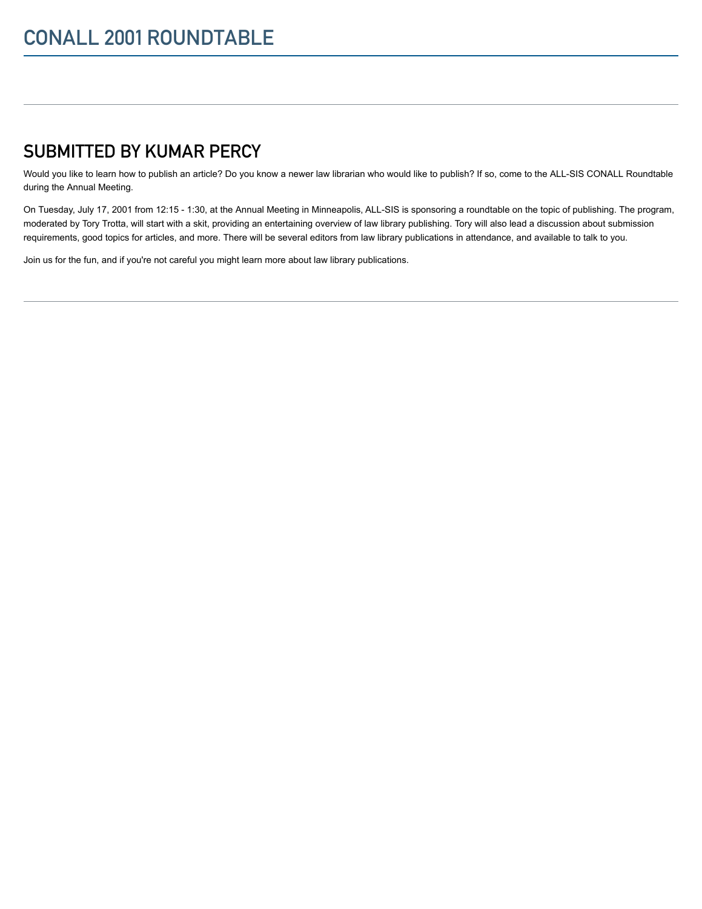# CONALL 2001 ROUNDTABLE

---

## SUBMITTED BY KUMAR PERCY

Would you like to learn how to publish an article? Do you know a newer law librarian who would like to publish? If so, come to the ALL-SIS CONALL Roundtable during the Annual Meeting.

On Tuesday, July 17, 2001 from 12:15 - 1:30, at the Annual Meeting in Minneapolis, ALL-SIS is sponsoring a roundtable on the topic of publishing. The program, moderated by Tory Trotta, will start with a skit, providing an entertaining overview of law library publishing. Tory will also lead a discussion about submission requirements, good topics for articles, and more. There will be several editors from law library publications in attendance, and available to talk to you.

Join us for the fun, and if you're not careful you might learn more about law library publications.

---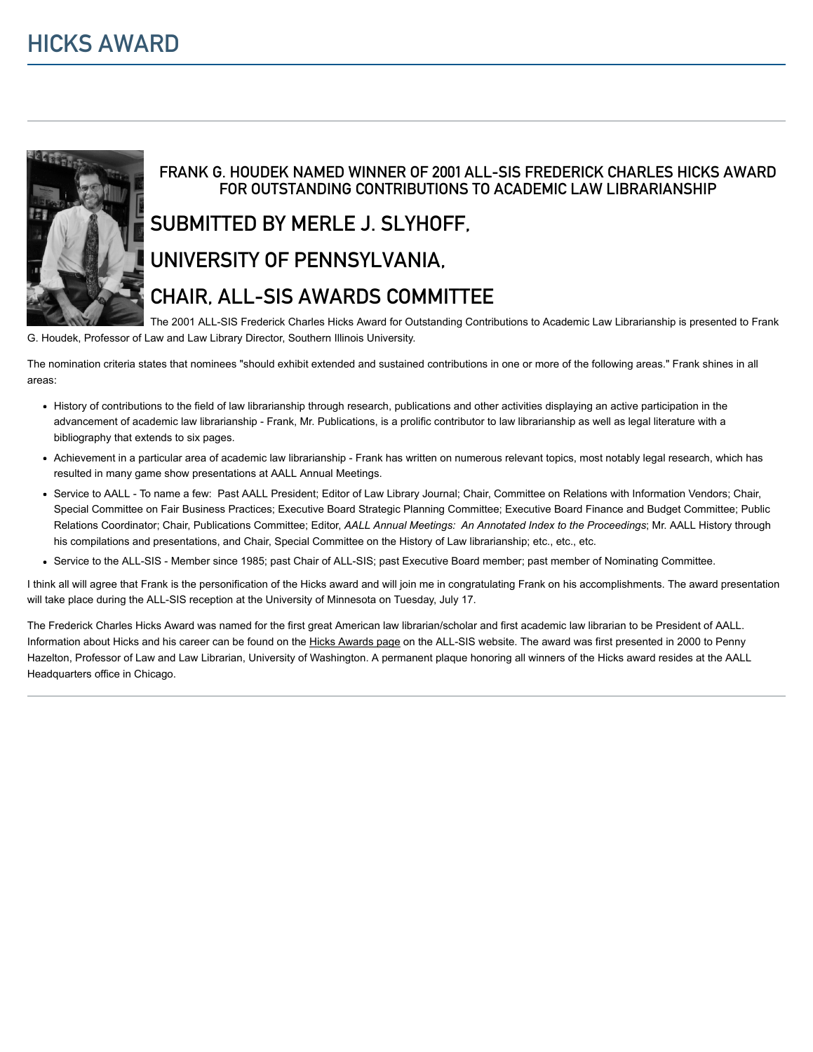# HICKS AWARD

### FRANK G. HOUDEK NAMED WINNER OF 2001 ALL-SIS FREDERICK CHARLES HICKS AWARD FOR OUTSTANDING CONTRIBUTIONS TO ACADEMIC LAW LIBRARIANSHIP

## SUBMITTED BY MERLE J. SLYHOFF,

## UNIVERSITY OF PENNSYLVANIA,

## CHAIR, ALL-SIS AWARDS COMMITTEE

The 2001 ALL-SIS Frederick Charles Hicks Award for Outstanding Contributions to Academic Law Librarianship is presented to Frank G. Houdek, Professor of Law and Law Library Director, Southern Illinois University.

The nomination criteria states that nominees "should exhibit extended and sustained contributions in one or more of the following areas." Frank shines in all areas:

- History of contributions to the field of law librarianship through research, publications and other activities displaying an active participation in the advancement of academic law librarianship - Frank, Mr. Publications, is a prolific contributor to law librarianship as well as legal literature with a bibliography that extends to six pages.
- Achievement in a particular area of academic law librarianship - Frank has written on numerous relevant topics, most notably legal research, which has resulted in many game show presentations at AALL Annual Meetings.
- Service to AALL - To name a few: Past AALL President; Editor of Law Library Journal; Chair, Committee on Relations with Information Vendors; Chair, Special Committee on Fair Business Practices; Executive Board Strategic Planning Committee; Executive Board Finance and Budget Committee; Public Relations Coordinator; Chair, Publications Committee; Editor, *AALL Annual Meetings: An Annotated Index to the Proceedings*; Mr. AALL History through his compilations and presentations, and Chair, Special Committee on the History of Law librarianship; etc., etc., etc.
- Service to the ALL-SIS - Member since 1985; past Chair of ALL-SIS; past Executive Board member; past member of Nominating Committee.

I think all will agree that Frank is the personification of the Hicks award and will join me in congratulating Frank on his accomplishments. The award presentation will take place during the ALL-SIS reception at the University of Minnesota on Tuesday, July 17.

The Frederick Charles Hicks Award was named for the first great American law librarian/scholar and first academic law librarian to be President of AALL. Information about Hicks and his career can be found on the Hicks Awards page on the ALL-SIS website. The award was first presented in 2000 to Penny Hazelton, Professor of Law and Law Librarian, University of Washington. A permanent plaque honoring all winners of the Hicks award resides at the AALL Headquarters office in Chicago.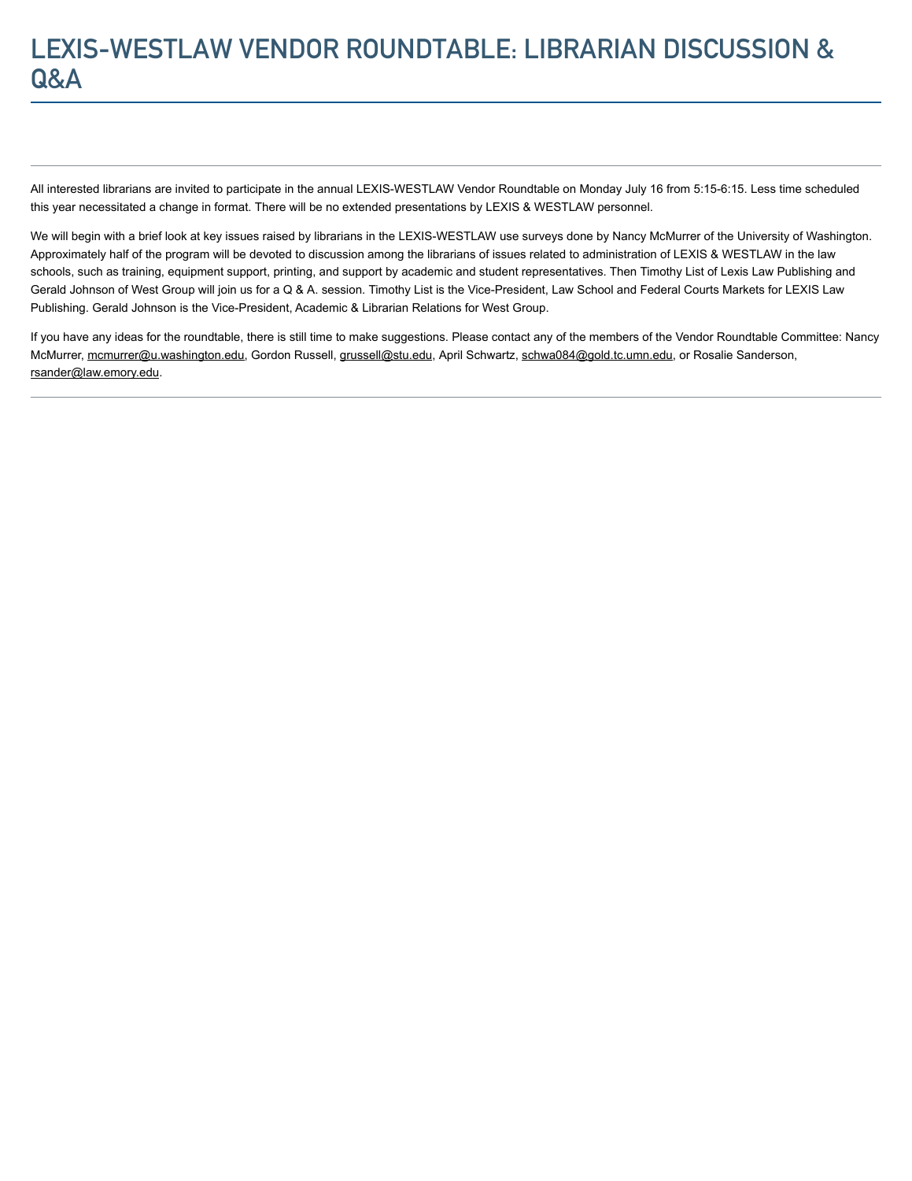# LEXIS-WESTLAW VENDOR ROUNDTABLE: LIBRARIAN DISCUSSION & Q&A

---

All interested librarians are invited to participate in the annual LEXIS-WESTLAW Vendor Roundtable on Monday July 16 from 5:15-6:15. Less time scheduled this year necessitated a change in format. There will be no extended presentations by LEXIS & WESTLAW personnel.

We will begin with a brief look at key issues raised by librarians in the LEXIS-WESTLAW use surveys done by Nancy McMurrer of the University of Washington. Approximately half of the program will be devoted to discussion among the librarians of issues related to administration of LEXIS & WESTLAW in the law schools, such as training, equipment support, printing, and support by academic and student representatives. Then Timothy List of Lexis Law Publishing and Gerald Johnson of West Group will join us for a Q & A. session. Timothy List is the Vice-President, Law School and Federal Courts Markets for LEXIS Law Publishing. Gerald Johnson is the Vice-President, Academic & Librarian Relations for West Group.

If you have any ideas for the roundtable, there is still time to make suggestions. Please contact any of the members of the Vendor Roundtable Committee: Nancy McMurrer, mcmurrer@u.washington.edu, Gordon Russell, grussell@stu.edu, April Schwartz, schwa084@gold.tc.umn.edu, or Rosalie Sanderson, rsander@law.emory.edu.

---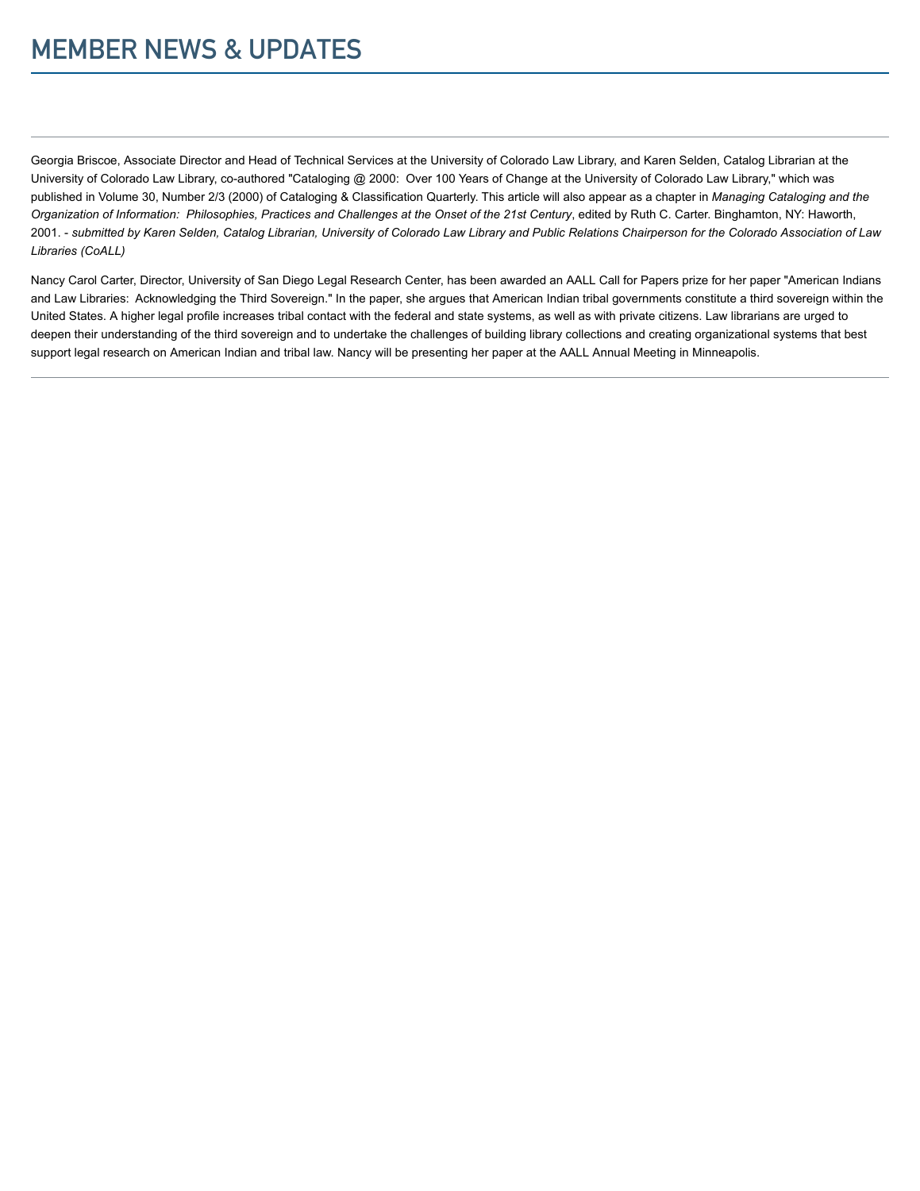# MEMBER NEWS & UPDATES

---

Georgia Briscoe, Associate Director and Head of Technical Services at the University of Colorado Law Library, and Karen Selden, Catalog Librarian at the University of Colorado Law Library, co-authored "Cataloging @ 2000: Over 100 Years of Change at the University of Colorado Law Library," which was published in Volume 30, Number 2/3 (2000) of Cataloging & Classification Quarterly. This article will also appear as a chapter in *Managing Cataloging and the Organization of Information: Philosophies, Practices and Challenges at the Onset of the 21st Century*, edited by Ruth C. Carter. Binghamton, NY: Haworth, 2001. - *submitted by Karen Selden, Catalog Librarian, University of Colorado Law Library and Public Relations Chairperson for the Colorado Association of Law Libraries (CoALL)*

Nancy Carol Carter, Director, University of San Diego Legal Research Center, has been awarded an AALL Call for Papers prize for her paper "American Indians and Law Libraries: Acknowledging the Third Sovereign." In the paper, she argues that American Indian tribal governments constitute a third sovereign within the United States. A higher legal profile increases tribal contact with the federal and state systems, as well as with private citizens. Law librarians are urged to deepen their understanding of the third sovereign and to undertake the challenges of building library collections and creating organizational systems that best support legal research on American Indian and tribal law. Nancy will be presenting her paper at the AALL Annual Meeting in Minneapolis.

---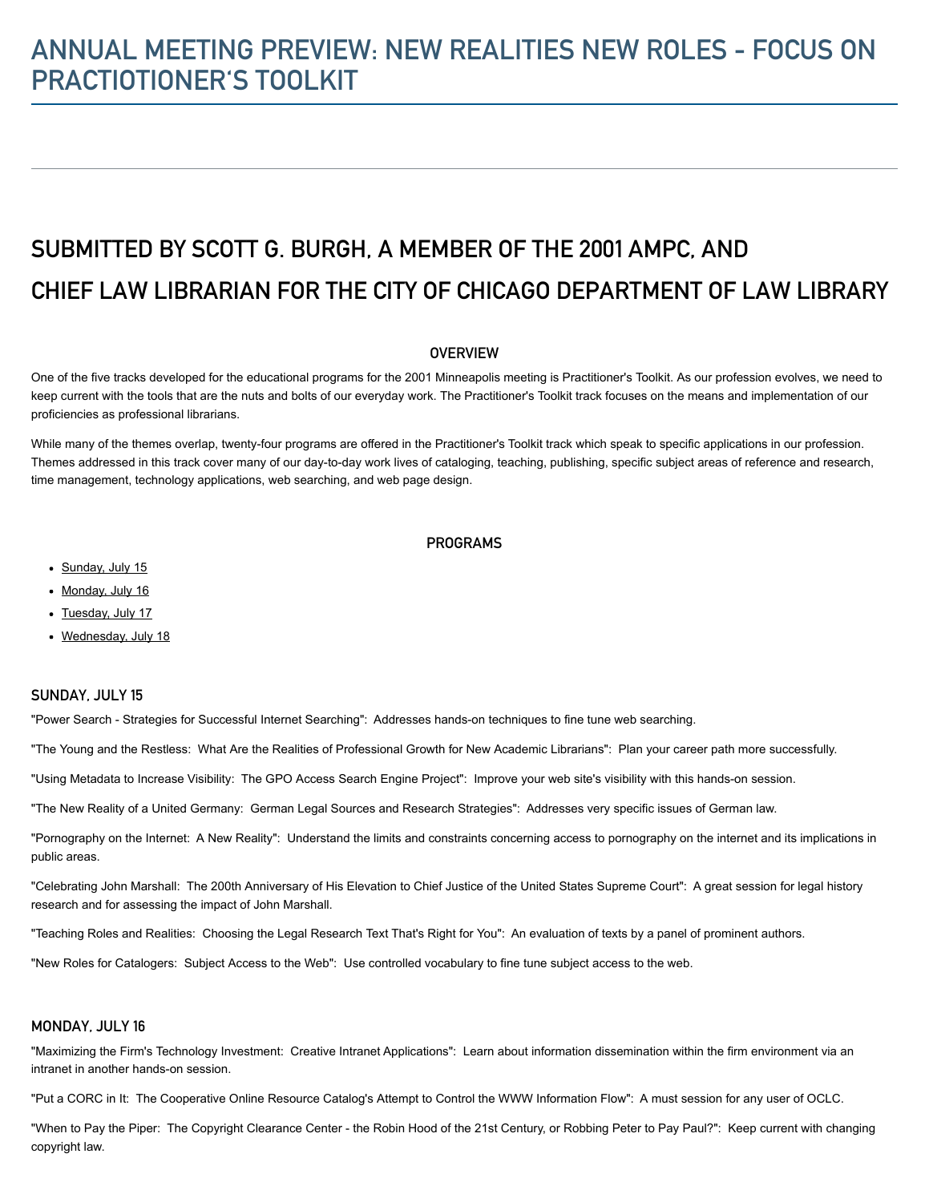# ANNUAL MEETING PREVIEW: NEW REALITIES NEW ROLES - FOCUS ON PRACTIOTIONER'S TOOLKIT

## SUBMITTED BY SCOTT G. BURGH, A MEMBER OF THE 2001 AMPC, AND CHIEF LAW LIBRARIAN FOR THE CITY OF CHICAGO DEPARTMENT OF LAW LIBRARY

### OVERVIEW

One of the five tracks developed for the educational programs for the 2001 Minneapolis meeting is Practitioner's Toolkit. As our profession evolves, we need to keep current with the tools that are the nuts and bolts of our everyday work. The Practitioner's Toolkit track focuses on the means and implementation of our proficiencies as professional librarians.

While many of the themes overlap, twenty-four programs are offered in the Practitioner's Toolkit track which speak to specific applications in our profession. Themes addressed in this track cover many of our day-to-day work lives of cataloging, teaching, publishing, specific subject areas of reference and research, time management, technology applications, web searching, and web page design.

### PROGRAMS

- Sunday, July 15
- Monday, July 16
- Tuesday, July 17
- Wednesday, July 18

### SUNDAY, JULY 15

"Power Search - Strategies for Successful Internet Searching": Addresses hands-on techniques to fine tune web searching.

"The Young and the Restless: What Are the Realities of Professional Growth for New Academic Librarians": Plan your career path more successfully.

"Using Metadata to Increase Visibility: The GPO Access Search Engine Project": Improve your web site's visibility with this hands-on session.

"The New Reality of a United Germany: German Legal Sources and Research Strategies": Addresses very specific issues of German law.

"Pornography on the Internet: A New Reality": Understand the limits and constraints concerning access to pornography on the internet and its implications in public areas.

"Celebrating John Marshall: The 200th Anniversary of His Elevation to Chief Justice of the United States Supreme Court": A great session for legal history research and for assessing the impact of John Marshall.

"Teaching Roles and Realities: Choosing the Legal Research Text That's Right for You": An evaluation of texts by a panel of prominent authors.

"New Roles for Catalogers: Subject Access to the Web": Use controlled vocabulary to fine tune subject access to the web.

### MONDAY, JULY 16

"Maximizing the Firm's Technology Investment: Creative Intranet Applications": Learn about information dissemination within the firm environment via an intranet in another hands-on session.

"Put a CORC in It: The Cooperative Online Resource Catalog's Attempt to Control the WWW Information Flow": A must session for any user of OCLC.

"When to Pay the Piper: The Copyright Clearance Center - the Robin Hood of the 21st Century, or Robbing Peter to Pay Paul?": Keep current with changing copyright law.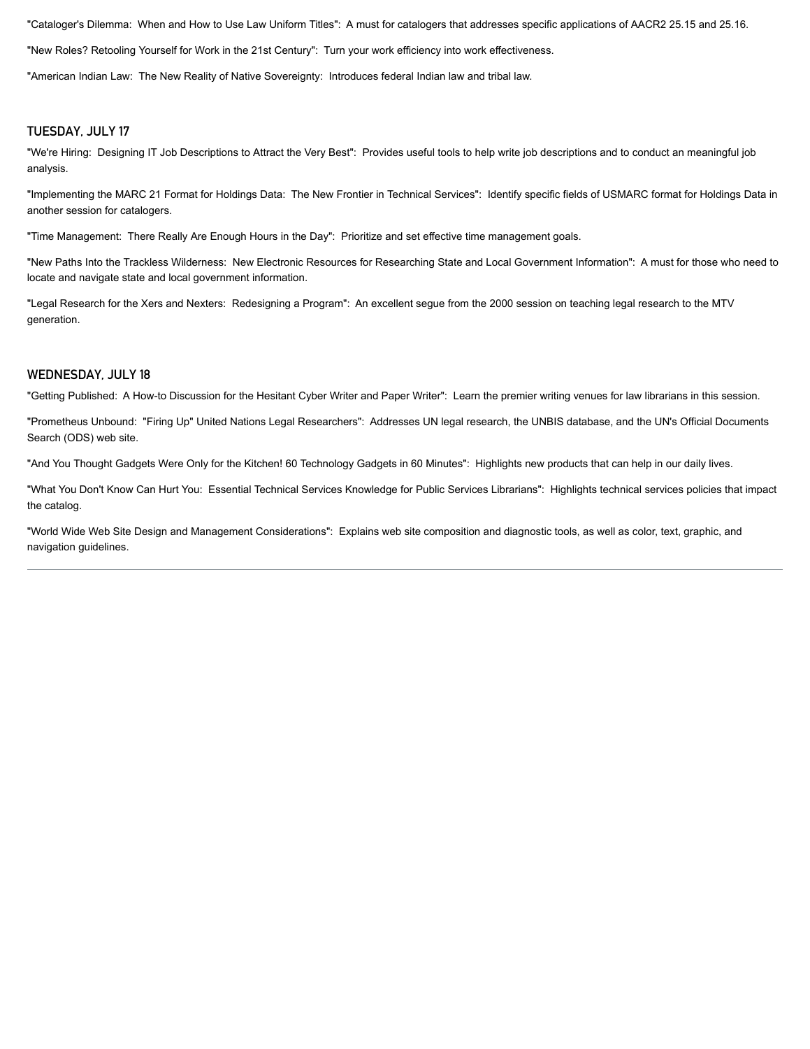"Cataloger's Dilemma:  When and How to Use Law Uniform Titles":  A must for catalogers that addresses specific applications of AACR2 25.15 and 25.16.

"New Roles? Retooling Yourself for Work in the 21st Century":  Turn your work efficiency into work effectiveness.

"American Indian Law:  The New Reality of Native Sovereignty:  Introduces federal Indian law and tribal law.

## TUESDAY, JULY 17

"We're Hiring:  Designing IT Job Descriptions to Attract the Very Best":  Provides useful tools to help write job descriptions and to conduct an meaningful job analysis.

"Implementing the MARC 21 Format for Holdings Data:  The New Frontier in Technical Services":  Identify specific fields of USMARC format for Holdings Data in another session for catalogers.

"Time Management:  There Really Are Enough Hours in the Day":  Prioritize and set effective time management goals.

"New Paths Into the Trackless Wilderness:  New Electronic Resources for Researching State and Local Government Information":  A must for those who need to locate and navigate state and local government information.

"Legal Research for the Xers and Nexters:  Redesigning a Program":  An excellent segue from the 2000 session on teaching legal research to the MTV generation.

## WEDNESDAY, JULY 18

"Getting Published:  A How-to Discussion for the Hesitant Cyber Writer and Paper Writer":  Learn the premier writing venues for law librarians in this session.

"Prometheus Unbound:  "Firing Up" United Nations Legal Researchers":  Addresses UN legal research, the UNBIS database, and the UN's Official Documents Search (ODS) web site.

"And You Thought Gadgets Were Only for the Kitchen! 60 Technology Gadgets in 60 Minutes":  Highlights new products that can help in our daily lives.

"What You Don't Know Can Hurt You:  Essential Technical Services Knowledge for Public Services Librarians":  Highlights technical services policies that impact the catalog.

"World Wide Web Site Design and Management Considerations":  Explains web site composition and diagnostic tools, as well as color, text, graphic, and navigation guidelines.

---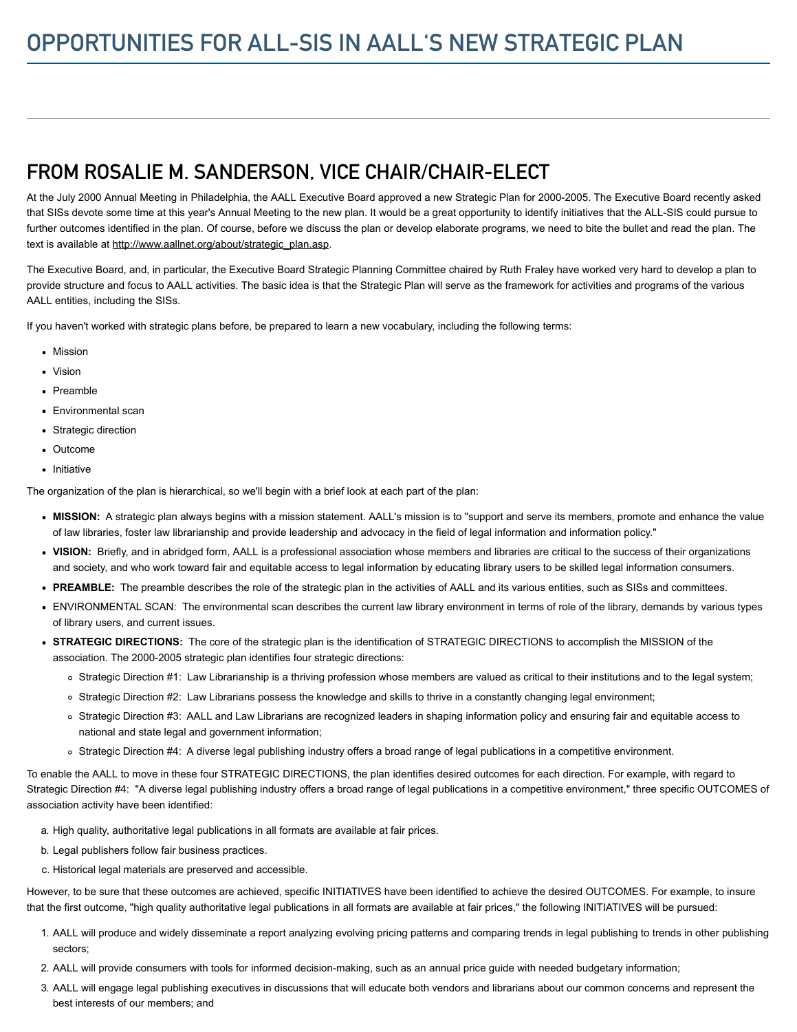# OPPORTUNITIES FOR ALL-SIS IN AALL'S NEW STRATEGIC PLAN

## FROM ROSALIE M. SANDERSON, VICE CHAIR/CHAIR-ELECT

At the July 2000 Annual Meeting in Philadelphia, the AALL Executive Board approved a new Strategic Plan for 2000-2005. The Executive Board recently asked that SISs devote some time at this year's Annual Meeting to the new plan. It would be a great opportunity to identify initiatives that the ALL-SIS could pursue to further outcomes identified in the plan. Of course, before we discuss the plan or develop elaborate programs, we need to bite the bullet and read the plan. The text is available at http://www.aallnet.org/about/strategic_plan.asp.

The Executive Board, and, in particular, the Executive Board Strategic Planning Committee chaired by Ruth Fraley have worked very hard to develop a plan to provide structure and focus to AALL activities. The basic idea is that the Strategic Plan will serve as the framework for activities and programs of the various AALL entities, including the SISs.

If you haven't worked with strategic plans before, be prepared to learn a new vocabulary, including the following terms:

- Mission
- Vision
- Preamble
- Environmental scan
- Strategic direction
- Outcome
- Initiative

The organization of the plan is hierarchical, so we'll begin with a brief look at each part of the plan:

- **MISSION:** A strategic plan always begins with a mission statement. AALL's mission is to "support and serve its members, promote and enhance the value of law libraries, foster law librarianship and provide leadership and advocacy in the field of legal information and information policy."
- **VISION:** Briefly, and in abridged form, AALL is a professional association whose members and libraries are critical to the success of their organizations and society, and who work toward fair and equitable access to legal information by educating library users to be skilled legal information consumers.
- **PREAMBLE:** The preamble describes the role of the strategic plan in the activities of AALL and its various entities, such as SISs and committees.
- ENVIRONMENTAL SCAN: The environmental scan describes the current law library environment in terms of role of the library, demands by various types of library users, and current issues.
- **STRATEGIC DIRECTIONS:** The core of the strategic plan is the identification of STRATEGIC DIRECTIONS to accomplish the MISSION of the association. The 2000-2005 strategic plan identifies four strategic directions:
  - Strategic Direction #1: Law Librarianship is a thriving profession whose members are valued as critical to their institutions and to the legal system;
  - Strategic Direction #2: Law Librarians possess the knowledge and skills to thrive in a constantly changing legal environment;
  - Strategic Direction #3: AALL and Law Librarians are recognized leaders in shaping information policy and ensuring fair and equitable access to national and state legal and government information;
  - Strategic Direction #4: A diverse legal publishing industry offers a broad range of legal publications in a competitive environment.

To enable the AALL to move in these four STRATEGIC DIRECTIONS, the plan identifies desired outcomes for each direction. For example, with regard to Strategic Direction #4: "A diverse legal publishing industry offers a broad range of legal publications in a competitive environment," three specific OUTCOMES of association activity have been identified:

a. High quality, authoritative legal publications in all formats are available at fair prices.
b. Legal publishers follow fair business practices.
c. Historical legal materials are preserved and accessible.

However, to be sure that these outcomes are achieved, specific INITIATIVES have been identified to achieve the desired OUTCOMES. For example, to insure that the first outcome, "high quality authoritative legal publications in all formats are available at fair prices," the following INITIATIVES will be pursued:

1. AALL will produce and widely disseminate a report analyzing evolving pricing patterns and comparing trends in legal publishing to trends in other publishing sectors;
2. AALL will provide consumers with tools for informed decision-making, such as an annual price guide with needed budgetary information;
3. AALL will engage legal publishing executives in discussions that will educate both vendors and librarians about our common concerns and represent the best interests of our members; and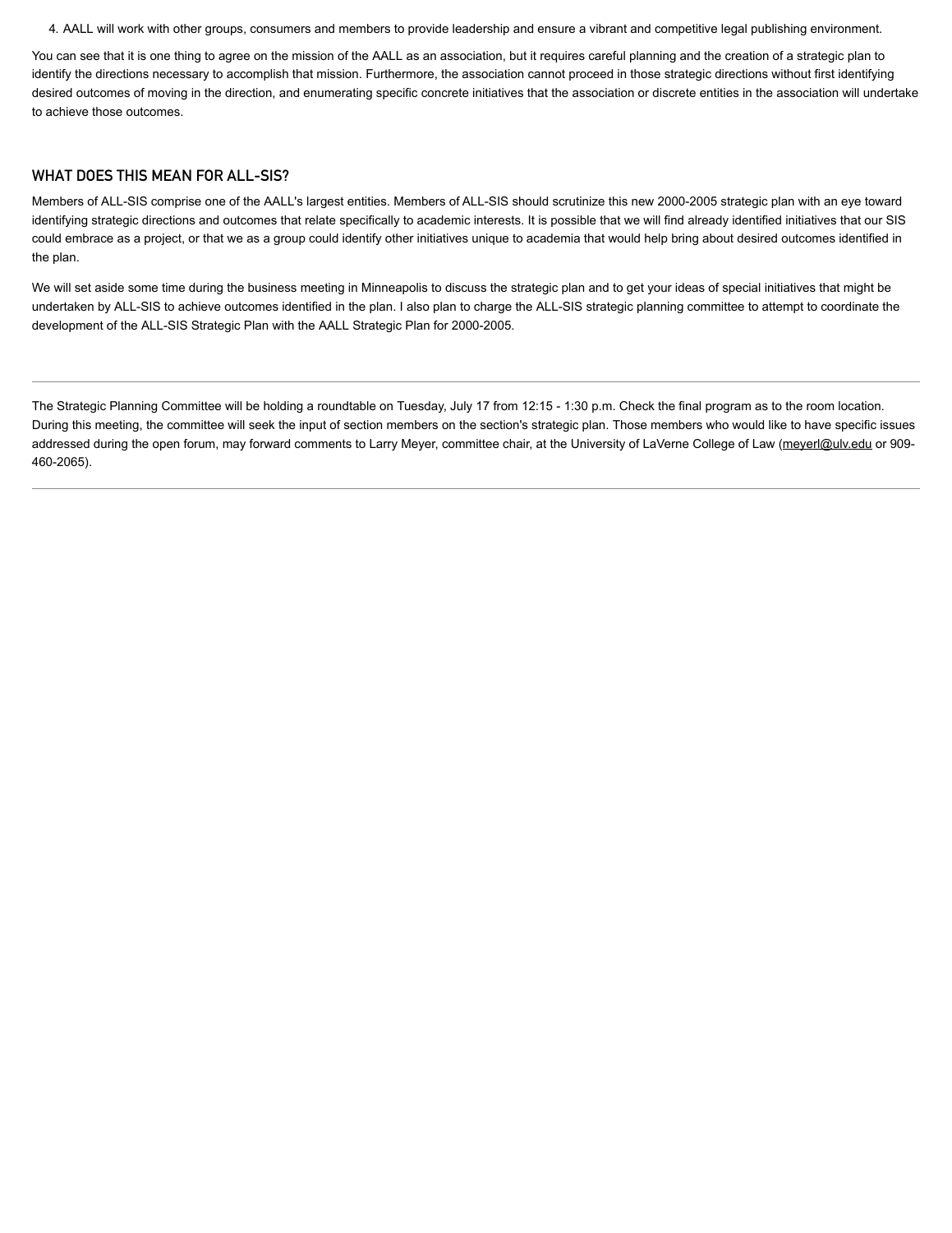4. AALL will work with other groups, consumers and members to provide leadership and ensure a vibrant and competitive legal publishing environment.

You can see that it is one thing to agree on the mission of the AALL as an association, but it requires careful planning and the creation of a strategic plan to identify the directions necessary to accomplish that mission. Furthermore, the association cannot proceed in those strategic directions without first identifying desired outcomes of moving in the direction, and enumerating specific concrete initiatives that the association or discrete entities in the association will undertake to achieve those outcomes.

## WHAT DOES THIS MEAN FOR ALL-SIS?

Members of ALL-SIS comprise one of the AALL's largest entities. Members of ALL-SIS should scrutinize this new 2000-2005 strategic plan with an eye toward identifying strategic directions and outcomes that relate specifically to academic interests. It is possible that we will find already identified initiatives that our SIS could embrace as a project, or that we as a group could identify other initiatives unique to academia that would help bring about desired outcomes identified in the plan.

We will set aside some time during the business meeting in Minneapolis to discuss the strategic plan and to get your ideas of special initiatives that might be undertaken by ALL-SIS to achieve outcomes identified in the plan. I also plan to charge the ALL-SIS strategic planning committee to attempt to coordinate the development of the ALL-SIS Strategic Plan with the AALL Strategic Plan for 2000-2005.

---

The Strategic Planning Committee will be holding a roundtable on Tuesday, July 17 from 12:15 - 1:30 p.m. Check the final program as to the room location. During this meeting, the committee will seek the input of section members on the section's strategic plan. Those members who would like to have specific issues addressed during the open forum, may forward comments to Larry Meyer, committee chair, at the University of LaVerne College of Law (meyerl@ulv.edu or 909-460-2065).

---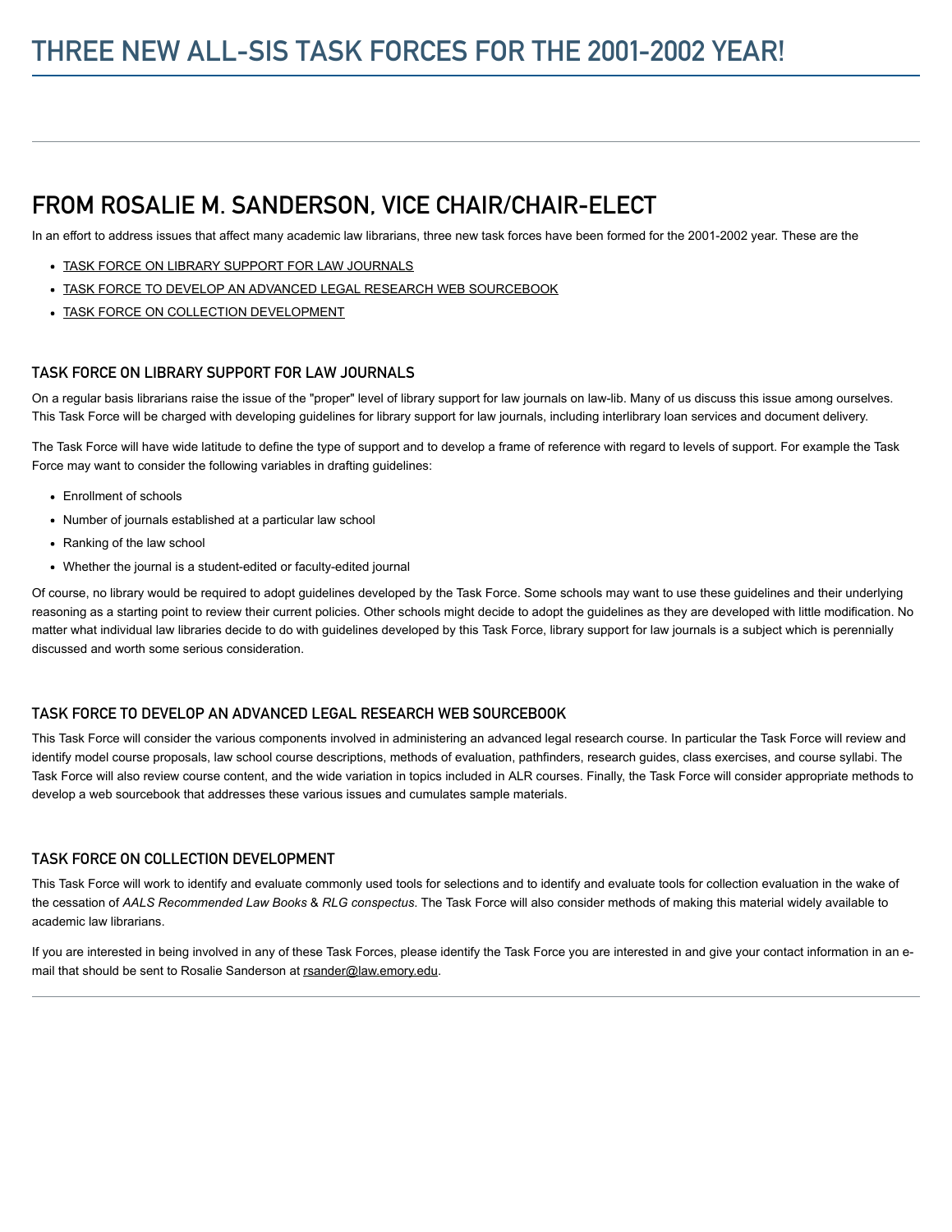# THREE NEW ALL-SIS TASK FORCES FOR THE 2001-2002 YEAR!

## FROM ROSALIE M. SANDERSON, VICE CHAIR/CHAIR-ELECT

In an effort to address issues that affect many academic law librarians, three new task forces have been formed for the 2001-2002 year. These are the

- TASK FORCE ON LIBRARY SUPPORT FOR LAW JOURNALS
- TASK FORCE TO DEVELOP AN ADVANCED LEGAL RESEARCH WEB SOURCEBOOK
- TASK FORCE ON COLLECTION DEVELOPMENT

### TASK FORCE ON LIBRARY SUPPORT FOR LAW JOURNALS

On a regular basis librarians raise the issue of the "proper" level of library support for law journals on law-lib. Many of us discuss this issue among ourselves. This Task Force will be charged with developing guidelines for library support for law journals, including interlibrary loan services and document delivery.

The Task Force will have wide latitude to define the type of support and to develop a frame of reference with regard to levels of support. For example the Task Force may want to consider the following variables in drafting guidelines:

- Enrollment of schools
- Number of journals established at a particular law school
- Ranking of the law school
- Whether the journal is a student-edited or faculty-edited journal

Of course, no library would be required to adopt guidelines developed by the Task Force. Some schools may want to use these guidelines and their underlying reasoning as a starting point to review their current policies. Other schools might decide to adopt the guidelines as they are developed with little modification. No matter what individual law libraries decide to do with guidelines developed by this Task Force, library support for law journals is a subject which is perennially discussed and worth some serious consideration.

### TASK FORCE TO DEVELOP AN ADVANCED LEGAL RESEARCH WEB SOURCEBOOK

This Task Force will consider the various components involved in administering an advanced legal research course. In particular the Task Force will review and identify model course proposals, law school course descriptions, methods of evaluation, pathfinders, research guides, class exercises, and course syllabi. The Task Force will also review course content, and the wide variation in topics included in ALR courses. Finally, the Task Force will consider appropriate methods to develop a web sourcebook that addresses these various issues and cumulates sample materials.

### TASK FORCE ON COLLECTION DEVELOPMENT

This Task Force will work to identify and evaluate commonly used tools for selections and to identify and evaluate tools for collection evaluation in the wake of the cessation of *AALS Recommended Law Books* & *RLG conspectus*. The Task Force will also consider methods of making this material widely available to academic law librarians.

If you are interested in being involved in any of these Task Forces, please identify the Task Force you are interested in and give your contact information in an e-mail that should be sent to Rosalie Sanderson at rsander@law.emory.edu.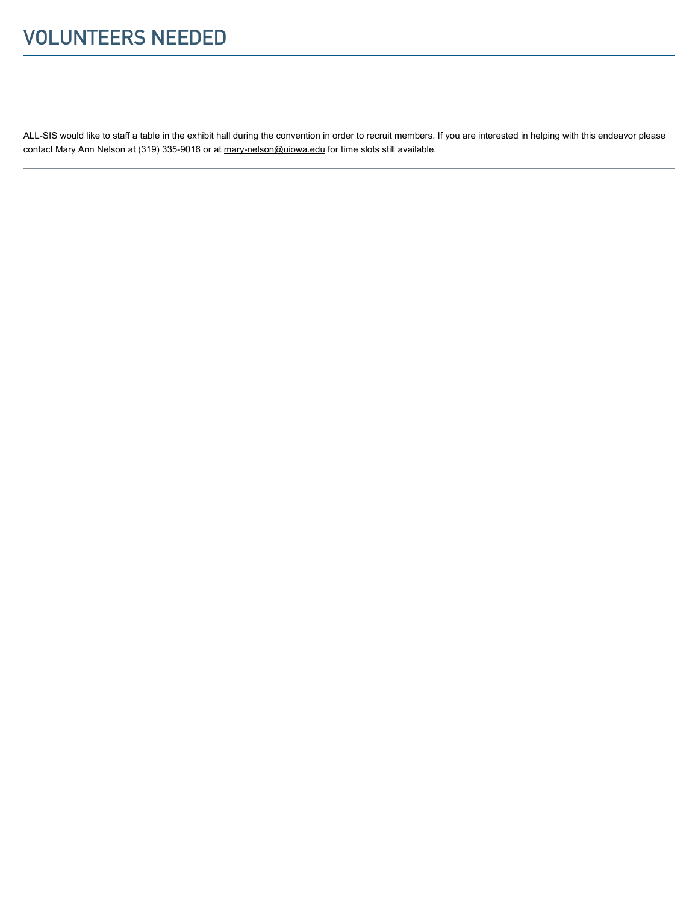# VOLUNTEERS NEEDED

ALL-SIS would like to staff a table in the exhibit hall during the convention in order to recruit members. If you are interested in helping with this endeavor please contact Mary Ann Nelson at (319) 335-9016 or at mary-nelson@uiowa.edu for time slots still available.